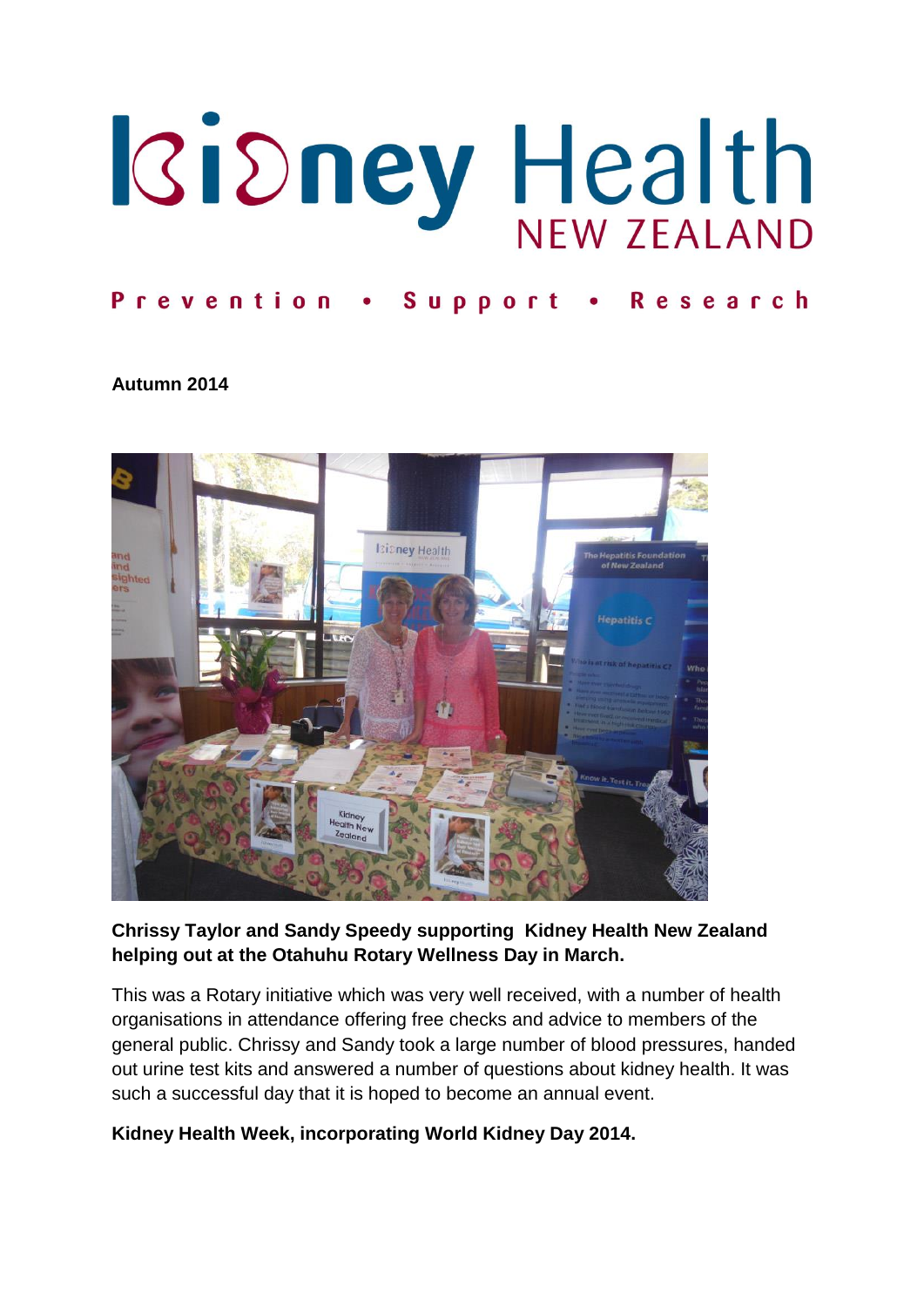# Kidney Health NEW ZEALAND

**Prevention • Support • Research**

**Autumn 2014**

**Chrissy Taylor and Sandy Speedy supporting Kidney Health New Zealand helping out at the Otahuhu Rotary Wellness Day in March.**

This was a Rotary initiative which was very well received, with a number of health organisations in attendance offering free checks and advice to members of the general public. Chrissy and Sandy took a large number of blood pressures, handed out urine test kits and answered a number of questions about kidney health. It was such a successful day that it is hoped to become an annual event.

**Kidney Health Week, incorporating World Kidney Day 2014.**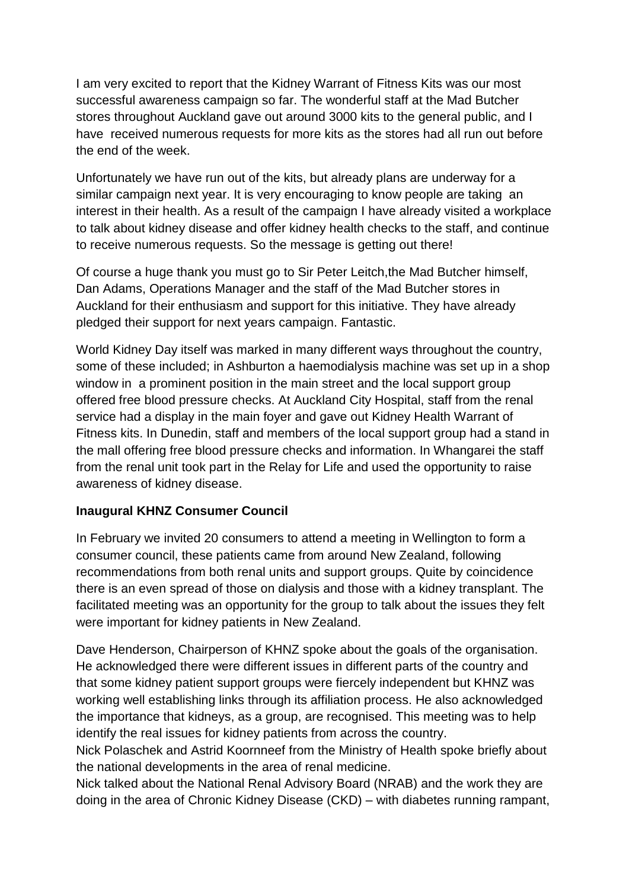I am very excited to report that the Kidney Warrant of Fitness Kits was our most successful awareness campaign so far. The wonderful staff at the Mad Butcher stores throughout Auckland gave out around 3000 kits to the general public, and I have received numerous requests for more kits as the stores had all run out before the end of the week.

Unfortunately we have run out of the kits, but already plans are underway for a similar campaign next year. It is very encouraging to know people are taking an interest in their health. As a result of the campaign I have already visited a workplace to talk about kidney disease and offer kidney health checks to the staff, and continue to receive numerous requests. So the message is getting out there!

Of course a huge thank you must go to Sir Peter Leitch,the Mad Butcher himself, Dan Adams, Operations Manager and the staff of the Mad Butcher stores in Auckland for their enthusiasm and support for this initiative. They have already pledged their support for next years campaign. Fantastic.

World Kidney Day itself was marked in many different ways throughout the country, some of these included; in Ashburton a haemodialysis machine was set up in a shop window in a prominent position in the main street and the local support group offered free blood pressure checks. At Auckland City Hospital, staff from the renal service had a display in the main foyer and gave out Kidney Health Warrant of Fitness kits. In Dunedin, staff and members of the local support group had a stand in the mall offering free blood pressure checks and information. In Whangarei the staff from the renal unit took part in the Relay for Life and used the opportunity to raise awareness of kidney disease.

**Inaugural KHNZ Consumer Council**

In February we invited 20 consumers to attend a meeting in Wellington to form a consumer council, these patients came from around New Zealand, following recommendations from both renal units and support groups. Quite by coincidence there is an even spread of those on dialysis and those with a kidney transplant. The facilitated meeting was an opportunity for the group to talk about the issues they felt were important for kidney patients in New Zealand.

Dave Henderson, Chairperson of KHNZ spoke about the goals of the organisation. He acknowledged there were different issues in different parts of the country and that some kidney patient support groups were fiercely independent but KHNZ was working well establishing links through its affiliation process. He also acknowledged the importance that kidneys, as a group, are recognised. This meeting was to help identify the real issues for kidney patients from across the country.

Nick Polaschek and Astrid Koornneef from the Ministry of Health spoke briefly about the national developments in the area of renal medicine.

Nick talked about the National Renal Advisory Board (NRAB) and the work they are doing in the area of Chronic Kidney Disease (CKD) – with diabetes running rampant,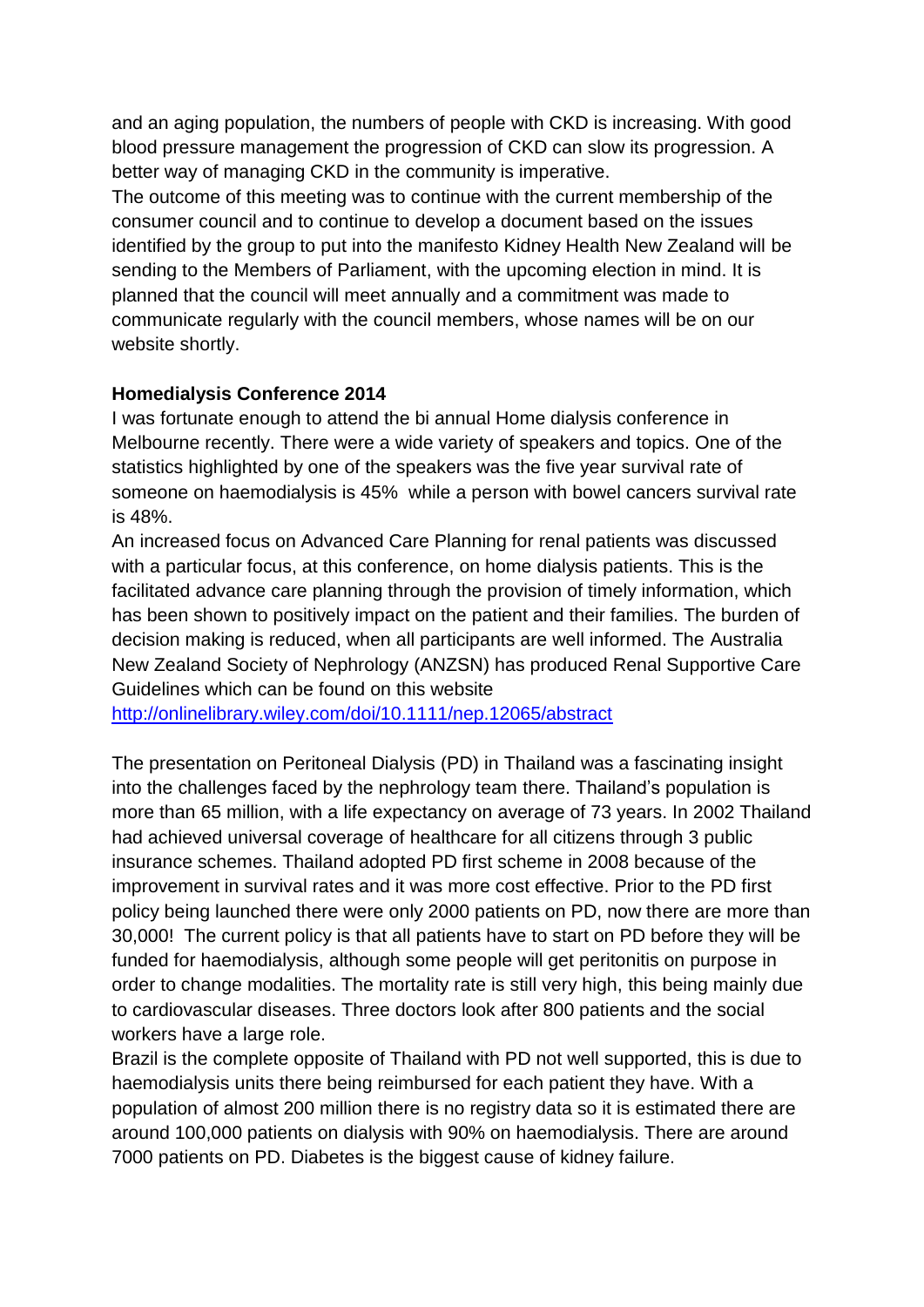and an aging population, the numbers of people with CKD is increasing. With good blood pressure management the progression of CKD can slow its progression. A better way of managing CKD in the community is imperative.

The outcome of this meeting was to continue with the current membership of the consumer council and to continue to develop a document based on the issues identified by the group to put into the manifesto Kidney Health New Zealand will be sending to the Members of Parliament, with the upcoming election in mind. It is planned that the council will meet annually and a commitment was made to communicate regularly with the council members, whose names will be on our website shortly.

**Homedialysis Conference 2014**

I was fortunate enough to attend the bi annual Home dialysis conference in Melbourne recently. There were a wide variety of speakers and topics. One of the statistics highlighted by one of the speakers was the five year survival rate of someone on haemodialysis is 45% while a person with bowel cancers survival rate is 48%.

An increased focus on Advanced Care Planning for renal patients was discussed with a particular focus, at this conference, on home dialysis patients. This is the facilitated advance care planning through the provision of timely information, which has been shown to positively impact on the patient and their families. The burden of decision making is reduced, when all participants are well informed. The Australia New Zealand Society of Nephrology (ANZSN) has produced Renal Supportive Care Guidelines which can be found on this website
[http://onlinelibrary.wiley.com/doi/10.1111/nep.12065/abstract](http://onlinelibrary.wiley.com/doi/10.1111/nep.12065/abstract)

The presentation on Peritoneal Dialysis (PD) in Thailand was a fascinating insight into the challenges faced by the nephrology team there. Thailand's population is more than 65 million, with a life expectancy on average of 73 years. In 2002 Thailand had achieved universal coverage of healthcare for all citizens through 3 public insurance schemes. Thailand adopted PD first scheme in 2008 because of the improvement in survival rates and it was more cost effective. Prior to the PD first policy being launched there were only 2000 patients on PD, now there are more than 30,000! The current policy is that all patients have to start on PD before they will be funded for haemodialysis, although some people will get peritonitis on purpose in order to change modalities. The mortality rate is still very high, this being mainly due to cardiovascular diseases. Three doctors look after 800 patients and the social workers have a large role.

Brazil is the complete opposite of Thailand with PD not well supported, this is due to haemodialysis units there being reimbursed for each patient they have. With a population of almost 200 million there is no registry data so it is estimated there are around 100,000 patients on dialysis with 90% on haemodialysis. There are around 7000 patients on PD. Diabetes is the biggest cause of kidney failure.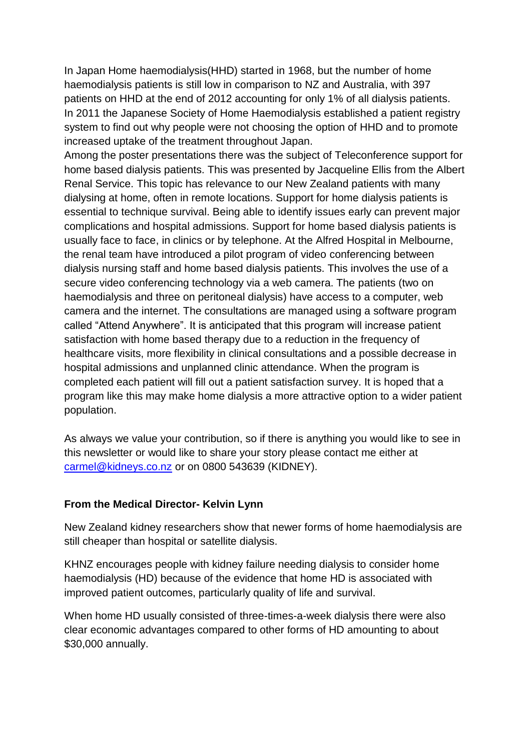In Japan Home haemodialysis(HHD) started in 1968, but the number of home haemodialysis patients is still low in comparison to NZ and Australia, with 397 patients on HHD at the end of 2012 accounting for only 1% of all dialysis patients. In 2011 the Japanese Society of Home Haemodialysis established a patient registry system to find out why people were not choosing the option of HHD and to promote increased uptake of the treatment throughout Japan.
Among the poster presentations there was the subject of Teleconference support for home based dialysis patients. This was presented by Jacqueline Ellis from the Albert Renal Service. This topic has relevance to our New Zealand patients with many dialysing at home, often in remote locations. Support for home dialysis patients is essential to technique survival. Being able to identify issues early can prevent major complications and hospital admissions. Support for home based dialysis patients is usually face to face, in clinics or by telephone. At the Alfred Hospital in Melbourne, the renal team have introduced a pilot program of video conferencing between dialysis nursing staff and home based dialysis patients. This involves the use of a secure video conferencing technology via a web camera. The patients (two on haemodialysis and three on peritoneal dialysis) have access to a computer, web camera and the internet. The consultations are managed using a software program called "Attend Anywhere". It is anticipated that this program will increase patient satisfaction with home based therapy due to a reduction in the frequency of healthcare visits, more flexibility in clinical consultations and a possible decrease in hospital admissions and unplanned clinic attendance. When the program is completed each patient will fill out a patient satisfaction survey. It is hoped that a program like this may make home dialysis a more attractive option to a wider patient population.

As always we value your contribution, so if there is anything you would like to see in this newsletter or would like to share your story please contact me either at carmel@kidneys.co.nz or on 0800 543639 (KIDNEY).

**From the Medical Director- Kelvin Lynn**

New Zealand kidney researchers show that newer forms of home haemodialysis are still cheaper than hospital or satellite dialysis.

KHNZ encourages people with kidney failure needing dialysis to consider home haemodialysis (HD) because of the evidence that home HD is associated with improved patient outcomes, particularly quality of life and survival.

When home HD usually consisted of three-times-a-week dialysis there were also clear economic advantages compared to other forms of HD amounting to about $30,000 annually.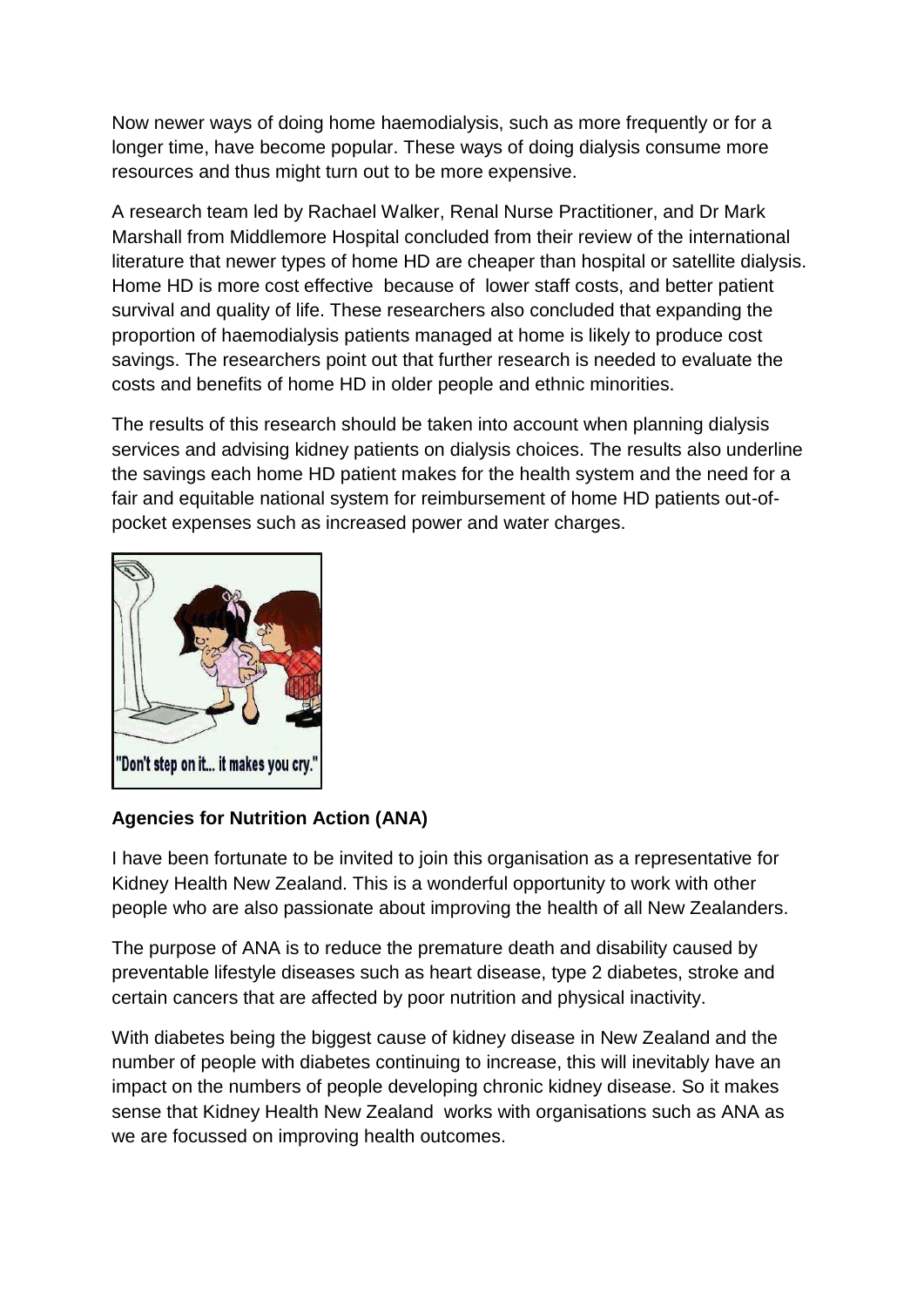Now newer ways of doing home haemodialysis, such as more frequently or for a longer time, have become popular. These ways of doing dialysis consume more resources and thus might turn out to be more expensive.

A research team led by Rachael Walker, Renal Nurse Practitioner, and Dr Mark Marshall from Middlemore Hospital concluded from their review of the international literature that newer types of home HD are cheaper than hospital or satellite dialysis. Home HD is more cost effective because of lower staff costs, and better patient survival and quality of life. These researchers also concluded that expanding the proportion of haemodialysis patients managed at home is likely to produce cost savings. The researchers point out that further research is needed to evaluate the costs and benefits of home HD in older people and ethnic minorities.

The results of this research should be taken into account when planning dialysis services and advising kidney patients on dialysis choices. The results also underline the savings each home HD patient makes for the health system and the need for a fair and equitable national system for reimbursement of home HD patients out-of-pocket expenses such as increased power and water charges.

"Don't step on it... it makes you cry."

**Agencies for Nutrition Action (ANA)**

I have been fortunate to be invited to join this organisation as a representative for Kidney Health New Zealand. This is a wonderful opportunity to work with other people who are also passionate about improving the health of all New Zealanders.

The purpose of ANA is to reduce the premature death and disability caused by preventable lifestyle diseases such as heart disease, type 2 diabetes, stroke and certain cancers that are affected by poor nutrition and physical inactivity.

With diabetes being the biggest cause of kidney disease in New Zealand and the number of people with diabetes continuing to increase, this will inevitably have an impact on the numbers of people developing chronic kidney disease. So it makes sense that Kidney Health New Zealand works with organisations such as ANA as we are focussed on improving health outcomes.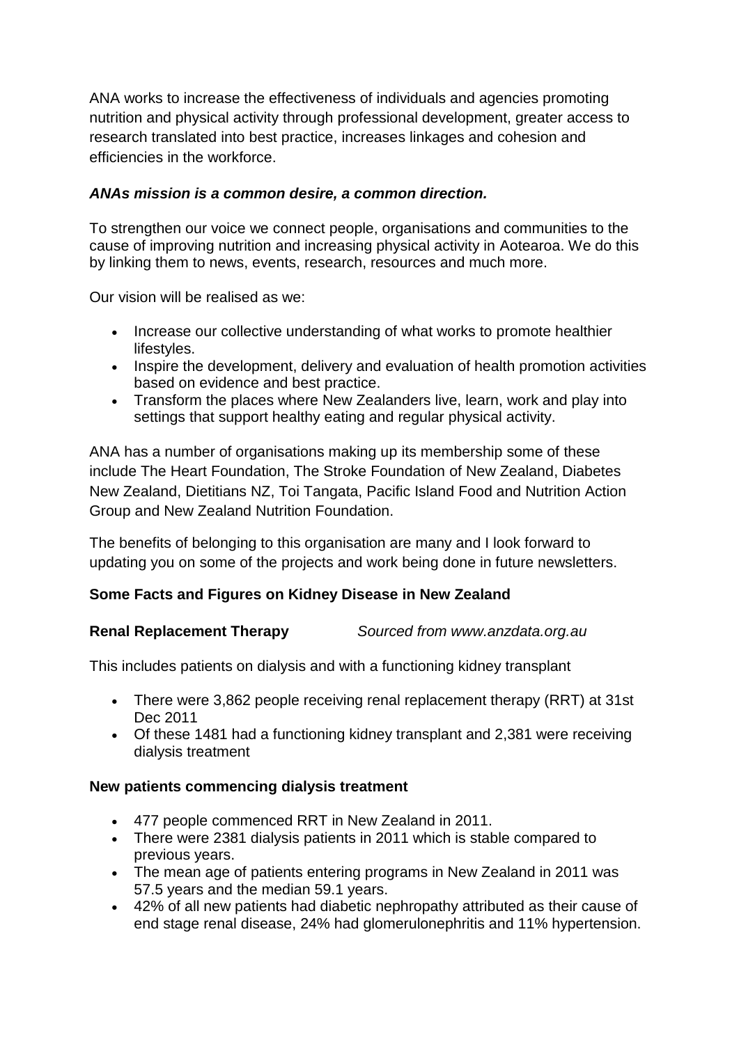ANA works to increase the effectiveness of individuals and agencies promoting nutrition and physical activity through professional development, greater access to research translated into best practice, increases linkages and cohesion and efficiencies in the workforce.

***ANAs mission is a common desire, a common direction.***

To strengthen our voice we connect people, organisations and communities to the cause of improving nutrition and increasing physical activity in Aotearoa. We do this by linking them to news, events, research, resources and much more.

Our vision will be realised as we:

- Increase our collective understanding of what works to promote healthier lifestyles.
- Inspire the development, delivery and evaluation of health promotion activities based on evidence and best practice.
- Transform the places where New Zealanders live, learn, work and play into settings that support healthy eating and regular physical activity.

ANA has a number of organisations making up its membership some of these include The Heart Foundation, The Stroke Foundation of New Zealand, Diabetes New Zealand, Dietitians NZ, Toi Tangata, Pacific Island Food and Nutrition Action Group and New Zealand Nutrition Foundation.

The benefits of belonging to this organisation are many and I look forward to updating you on some of the projects and work being done in future newsletters.

**Some Facts and Figures on Kidney Disease in New Zealand**

**Renal Replacement Therapy** *Sourced from www.anzdata.org.au*

This includes patients on dialysis and with a functioning kidney transplant

- There were 3,862 people receiving renal replacement therapy (RRT) at 31st Dec 2011
- Of these 1481 had a functioning kidney transplant and 2,381 were receiving dialysis treatment

**New patients commencing dialysis treatment**

- 477 people commenced RRT in New Zealand in 2011.
- There were 2381 dialysis patients in 2011 which is stable compared to previous years.
- The mean age of patients entering programs in New Zealand in 2011 was 57.5 years and the median 59.1 years.
- 42% of all new patients had diabetic nephropathy attributed as their cause of end stage renal disease, 24% had glomerulonephritis and 11% hypertension.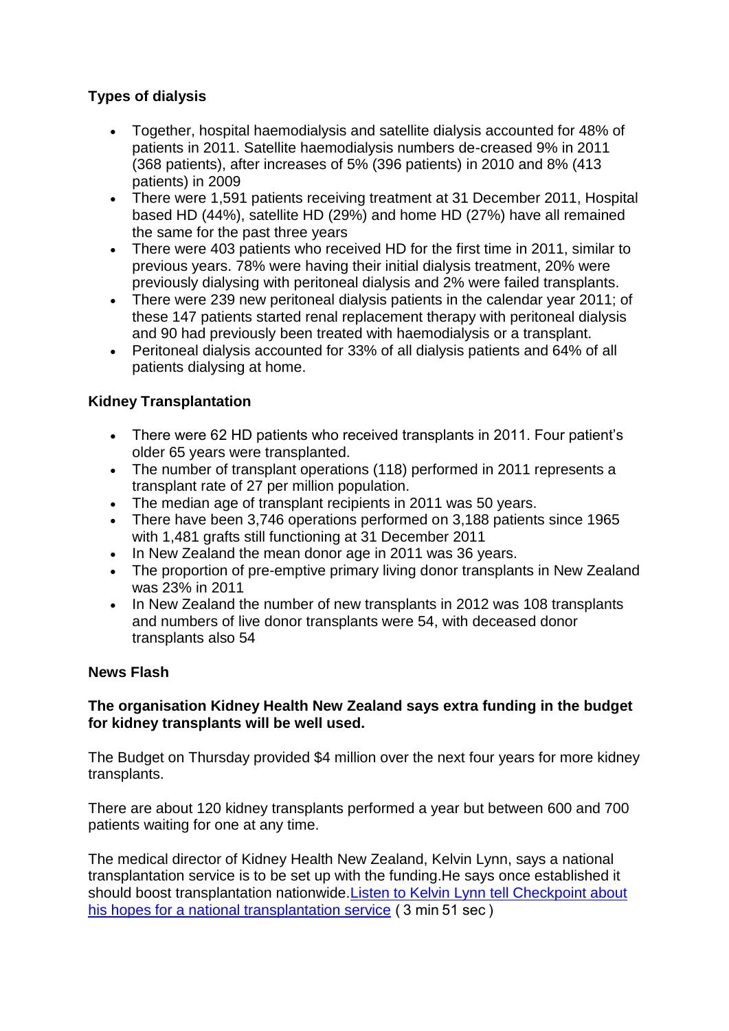## Types of dialysis

- Together, hospital haemodialysis and satellite dialysis accounted for 48% of patients in 2011. Satellite haemodialysis numbers de-creased 9% in 2011 (368 patients), after increases of 5% (396 patients) in 2010 and 8% (413 patients) in 2009
- There were 1,591 patients receiving treatment at 31 December 2011, Hospital based HD (44%), satellite HD (29%) and home HD (27%) have all remained the same for the past three years
- There were 403 patients who received HD for the first time in 2011, similar to previous years. 78% were having their initial dialysis treatment, 20% were previously dialysing with peritoneal dialysis and 2% were failed transplants.
- There were 239 new peritoneal dialysis patients in the calendar year 2011; of these 147 patients started renal replacement therapy with peritoneal dialysis and 90 had previously been treated with haemodialysis or a transplant.
- Peritoneal dialysis accounted for 33% of all dialysis patients and 64% of all patients dialysing at home.

## Kidney Transplantation

- There were 62 HD patients who received transplants in 2011. Four patient's older 65 years were transplanted.
- The number of transplant operations (118) performed in 2011 represents a transplant rate of 27 per million population.
- The median age of transplant recipients in 2011 was 50 years.
- There have been 3,746 operations performed on 3,188 patients since 1965 with 1,481 grafts still functioning at 31 December 2011
- In New Zealand the mean donor age in 2011 was 36 years.
- The proportion of pre-emptive primary living donor transplants in New Zealand was 23% in 2011
- In New Zealand the number of new transplants in 2012 was 108 transplants and numbers of live donor transplants were 54, with deceased donor transplants also 54

## News Flash

**The organisation Kidney Health New Zealand says extra funding in the budget for kidney transplants will be well used.**

The Budget on Thursday provided $4 million over the next four years for more kidney transplants.

There are about 120 kidney transplants performed a year but between 600 and 700 patients waiting for one at any time.

The medical director of Kidney Health New Zealand, Kelvin Lynn, says a national transplantation service is to be set up with the funding.He says once established it should boost transplantation nationwide.Listen to Kelvin Lynn tell Checkpoint about his hopes for a national transplantation service ( 3 min 51 sec )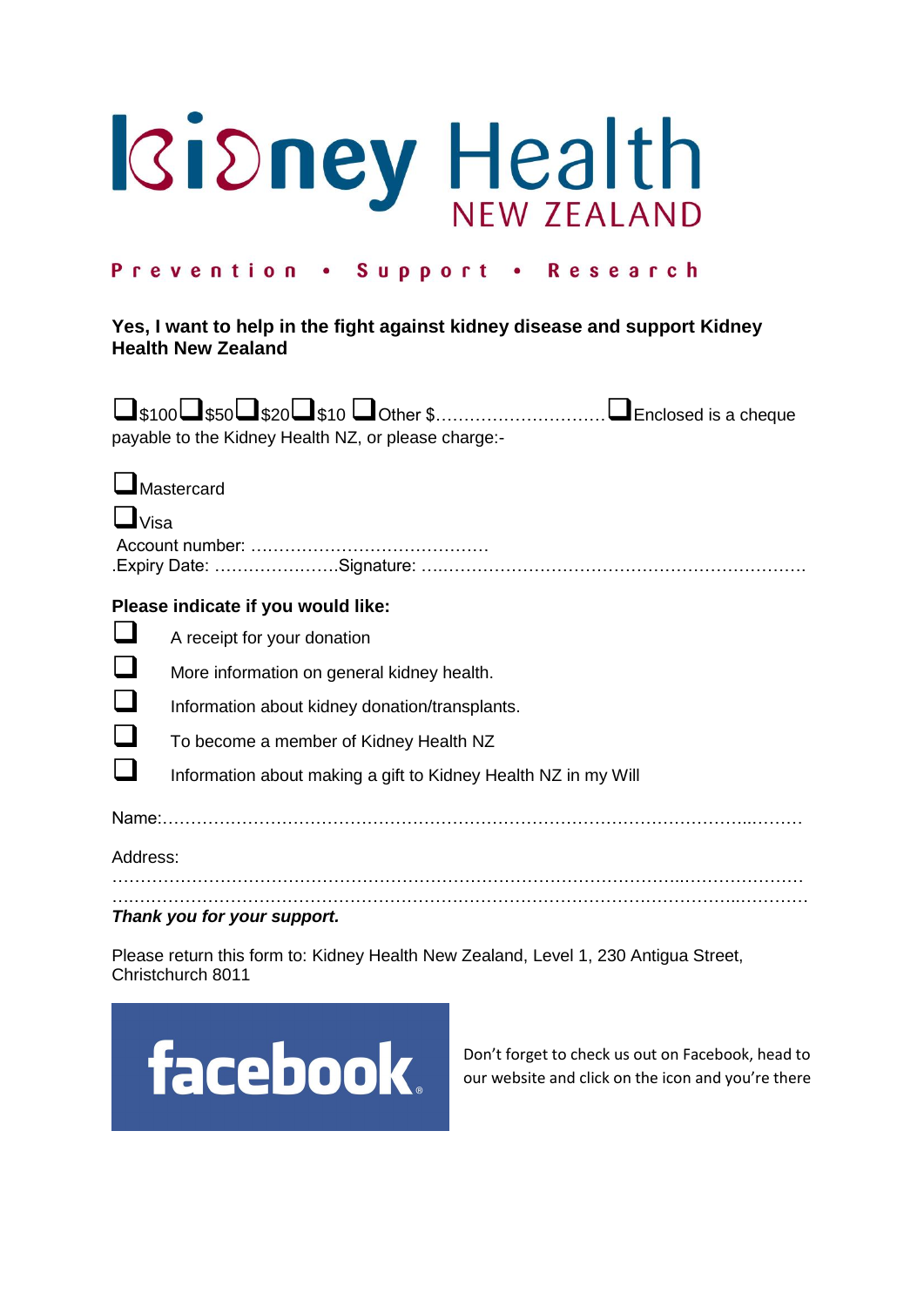# Kidney Health NEW ZEALAND

**Prevention • Support • Research**

**Yes, I want to help in the fight against kidney disease and support Kidney Health New Zealand**

☐ $100 ☐ $50 ☐ $20 ☐ $10 ☐ Other $………………………… ☐ Enclosed is a cheque payable to the Kidney Health NZ, or please charge:-

☐ Mastercard

☐ Visa

Account number: ……………………………………

.Expiry Date: ………………….Signature: ….……………………………………………………

**Please indicate if you would like:**

☐ A receipt for your donation

☐ More information on general kidney health.

☐ Information about kidney donation/transplants.

☐ To become a member of Kidney Health NZ

☐ Information about making a gift to Kidney Health NZ in my Will

Name:……………………………………………………………………………………………..………

Address:

…………………………………………………………………………………………..…………………

……………………………………………………………………………………………..………………

***Thank you for your support.***

Please return this form to: Kidney Health New Zealand, Level 1, 230 Antigua Street, Christchurch 8011

facebook

Don't forget to check us out on Facebook, head to our website and click on the icon and you're there